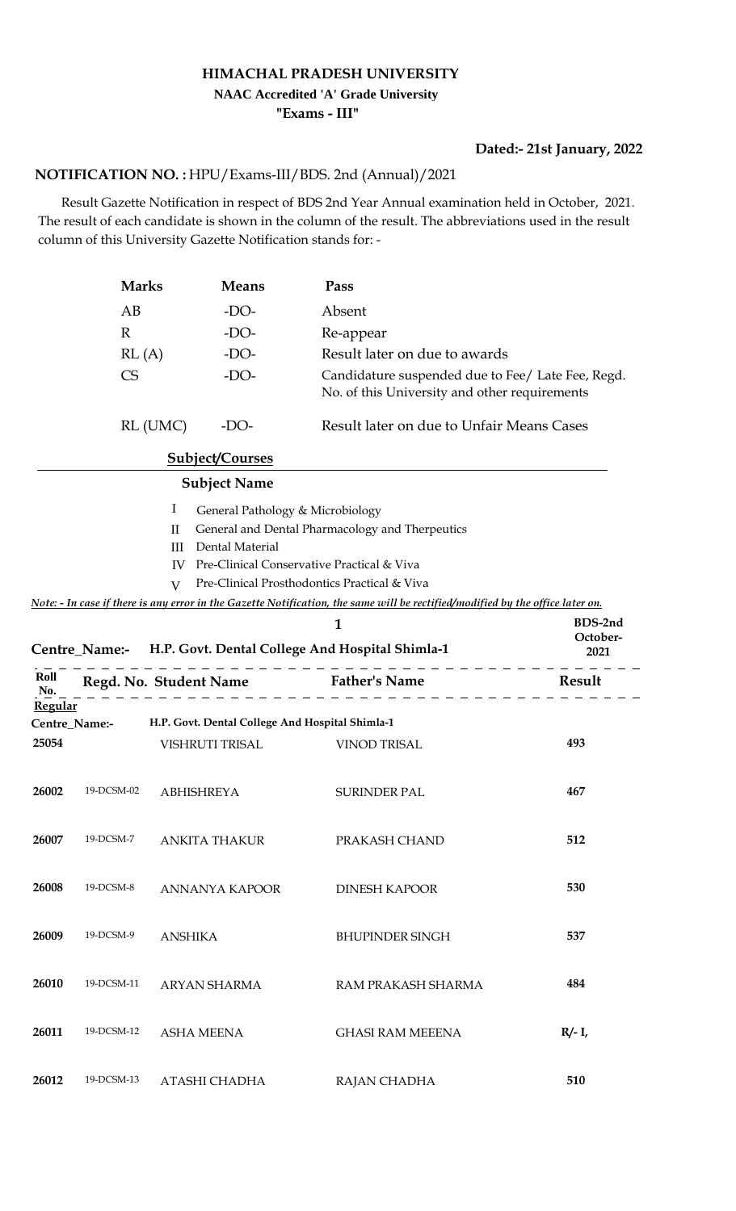# HIMACHAL PRADESH UNIVERSITY

**NAAC Accredited 'A' Grade University**

**"Exams - III"**

**Dated:- 21st January, 2022**

**NOTIFICATION NO. :** HPU/Exams-III/BDS. 2nd (Annual)/2021

Result Gazette Notification in respect of BDS 2nd Year Annual examination held in October, 2021. The result of each candidate is shown in the column of the result. The abbreviations used in the result column of this University Gazette Notification stands for: -

| | | |
|---|---|---|
| **Marks** | **Means** | **Pass** |
| AB | -DO- | Absent |
| R | -DO- | Re-appear |
| RL (A) | -DO- | Result later on due to awards |
| CS | -DO- | Candidature suspended due to Fee/ Late Fee, Regd. No. of this University and other requirements |
| RL (UMC) | -DO- | Result later on due to Unfair Means Cases |

**Subject/Courses**

**Subject Name**

| | |
|---|---|
| I | General Pathology & Microbiology |
| II | General and Dental Pharmacology and Therpeutics |
| III | Dental Material |
| IV | Pre-Clinical Conservative Practical & Viva |
| V | Pre-Clinical Prosthodontics Practical & Viva |

*Note: - In case if there is any error in the Gazette Notification, the same will be rectified/modified by the office later on.*

**Centre_Name:- H.P. Govt. Dental College And Hospital Shimla-1** — **BDS-2nd October-2021**

| Roll No. | Regd. No. | Student Name | Father's Name | Result |
|---|---|---|---|---|
| **Regular** | | | | |
| **Centre_Name:-** | | **H.P. Govt. Dental College And Hospital Shimla-1** | | |
| **25054** | | VISHRUTI TRISAL | VINOD TRISAL | **493** |
| **26002** | 19-DCSM-02 | ABHISHREYA | SURINDER PAL | **467** |
| **26007** | 19-DCSM-7 | ANKITA THAKUR | PRAKASH CHAND | **512** |
| **26008** | 19-DCSM-8 | ANNANYA KAPOOR | DINESH KAPOOR | **530** |
| **26009** | 19-DCSM-9 | ANSHIKA | BHUPINDER SINGH | **537** |
| **26010** | 19-DCSM-11 | ARYAN SHARMA | RAM PRAKASH SHARMA | **484** |
| **26011** | 19-DCSM-12 | ASHA MEENA | GHASI RAM MEEENA | **R/- I,** |
| **26012** | 19-DCSM-13 | ATASHI CHADHA | RAJAN CHADHA | **510** |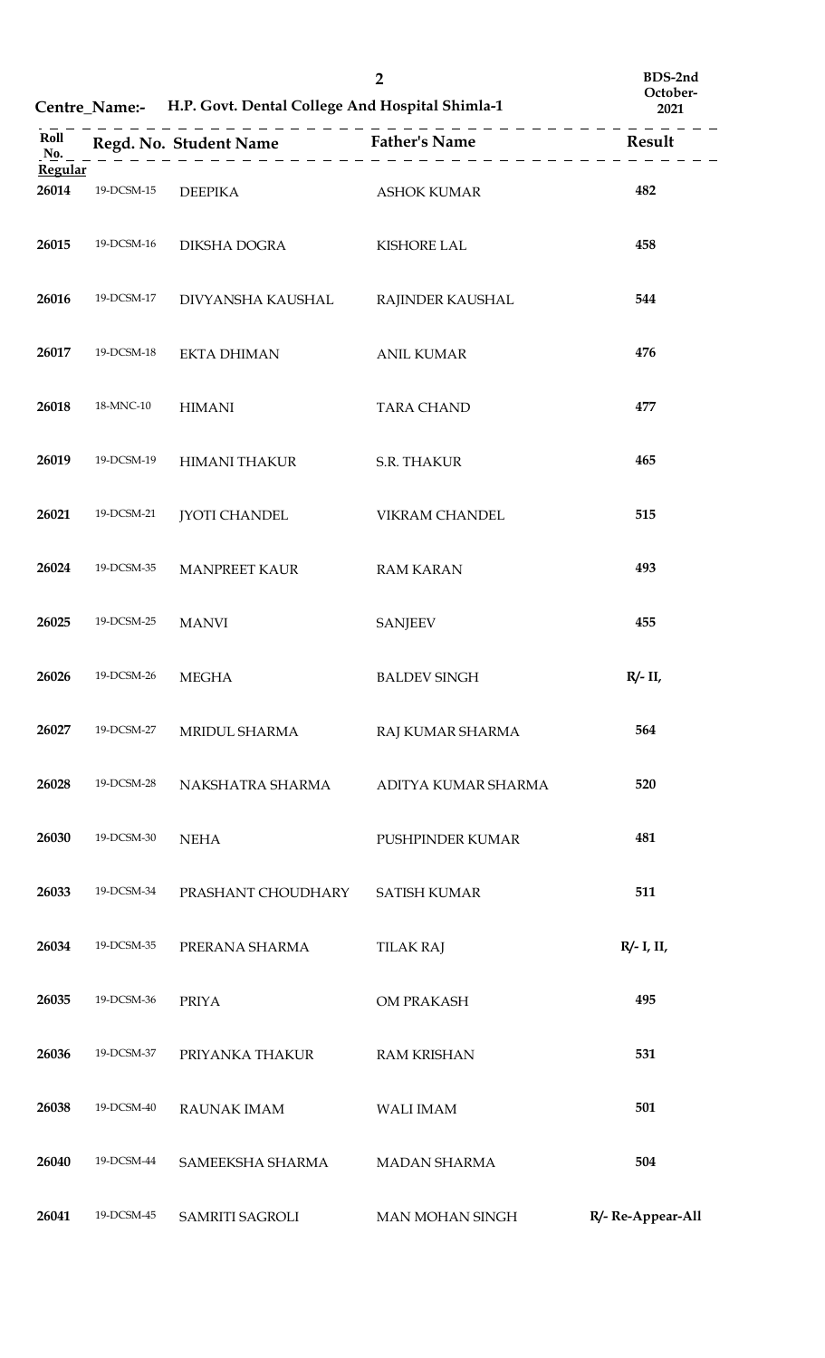**Centre_Name:- H.P. Govt. Dental College And Hospital Shimla-1**

**BDS-2nd October-2021**

| Roll No. | Regd. No. | Student Name | Father's Name | Result |
|---|---|---|---|---|
| **Regular** | | | | |
| 26014 | 19-DCSM-15 | DEEPIKA | ASHOK KUMAR | 482 |
| 26015 | 19-DCSM-16 | DIKSHA DOGRA | KISHORE LAL | 458 |
| 26016 | 19-DCSM-17 | DIVYANSHA KAUSHAL | RAJINDER KAUSHAL | 544 |
| 26017 | 19-DCSM-18 | EKTA DHIMAN | ANIL KUMAR | 476 |
| 26018 | 18-MNC-10 | HIMANI | TARA CHAND | 477 |
| 26019 | 19-DCSM-19 | HIMANI THAKUR | S.R. THAKUR | 465 |
| 26021 | 19-DCSM-21 | JYOTI CHANDEL | VIKRAM CHANDEL | 515 |
| 26024 | 19-DCSM-35 | MANPREET KAUR | RAM KARAN | 493 |
| 26025 | 19-DCSM-25 | MANVI | SANJEEV | 455 |
| 26026 | 19-DCSM-26 | MEGHA | BALDEV SINGH | R/- II, |
| 26027 | 19-DCSM-27 | MRIDUL SHARMA | RAJ KUMAR SHARMA | 564 |
| 26028 | 19-DCSM-28 | NAKSHATRA SHARMA | ADITYA KUMAR SHARMA | 520 |
| 26030 | 19-DCSM-30 | NEHA | PUSHPINDER KUMAR | 481 |
| 26033 | 19-DCSM-34 | PRASHANT CHOUDHARY | SATISH KUMAR | 511 |
| 26034 | 19-DCSM-35 | PRERANA SHARMA | TILAK RAJ | R/- I, II, |
| 26035 | 19-DCSM-36 | PRIYA | OM PRAKASH | 495 |
| 26036 | 19-DCSM-37 | PRIYANKA THAKUR | RAM KRISHAN | 531 |
| 26038 | 19-DCSM-40 | RAUNAK IMAM | WALI IMAM | 501 |
| 26040 | 19-DCSM-44 | SAMEEKSHA SHARMA | MADAN SHARMA | 504 |
| 26041 | 19-DCSM-45 | SAMRITI SAGROLI | MAN MOHAN SINGH | R/- Re-Appear-All |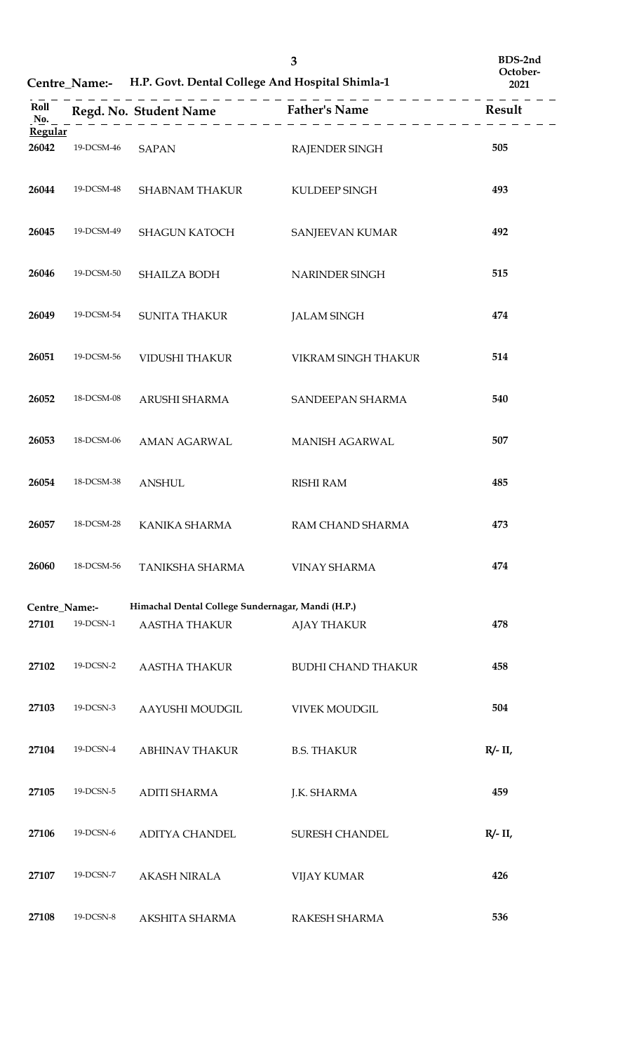**Centre_Name:- H.P. Govt. Dental College And Hospital Shimla-1**

**BDS-2nd October-2021**

| Roll No. | Regd. No. | Student Name | Father's Name | Result |
|---|---|---|---|---|
| **Regular** | | | | |
| 26042 | 19-DCSM-46 | SAPAN | RAJENDER SINGH | 505 |
| 26044 | 19-DCSM-48 | SHABNAM THAKUR | KULDEEP SINGH | 493 |
| 26045 | 19-DCSM-49 | SHAGUN KATOCH | SANJEEVAN KUMAR | 492 |
| 26046 | 19-DCSM-50 | SHAILZA BODH | NARINDER SINGH | 515 |
| 26049 | 19-DCSM-54 | SUNITA THAKUR | JALAM SINGH | 474 |
| 26051 | 19-DCSM-56 | VIDUSHI THAKUR | VIKRAM SINGH THAKUR | 514 |
| 26052 | 18-DCSM-08 | ARUSHI SHARMA | SANDEEPAN SHARMA | 540 |
| 26053 | 18-DCSM-06 | AMAN AGARWAL | MANISH AGARWAL | 507 |
| 26054 | 18-DCSM-38 | ANSHUL | RISHI RAM | 485 |
| 26057 | 18-DCSM-28 | KANIKA SHARMA | RAM CHAND SHARMA | 473 |
| 26060 | 18-DCSM-56 | TANIKSHA SHARMA | VINAY SHARMA | 474 |

**Centre_Name:- Himachal Dental College Sundernagar, Mandi (H.P.)**

| Roll No. | Regd. No. | Student Name | Father's Name | Result |
|---|---|---|---|---|
| 27101 | 19-DCSN-1 | AASTHA THAKUR | AJAY THAKUR | 478 |
| 27102 | 19-DCSN-2 | AASTHA THAKUR | BUDHI CHAND THAKUR | 458 |
| 27103 | 19-DCSN-3 | AAYUSHI MOUDGIL | VIVEK MOUDGIL | 504 |
| 27104 | 19-DCSN-4 | ABHINAV THAKUR | B.S. THAKUR | R/- II, |
| 27105 | 19-DCSN-5 | ADITI SHARMA | J.K. SHARMA | 459 |
| 27106 | 19-DCSN-6 | ADITYA CHANDEL | SURESH CHANDEL | R/- II, |
| 27107 | 19-DCSN-7 | AKASH NIRALA | VIJAY KUMAR | 426 |
| 27108 | 19-DCSN-8 | AKSHITA SHARMA | RAKESH SHARMA | 536 |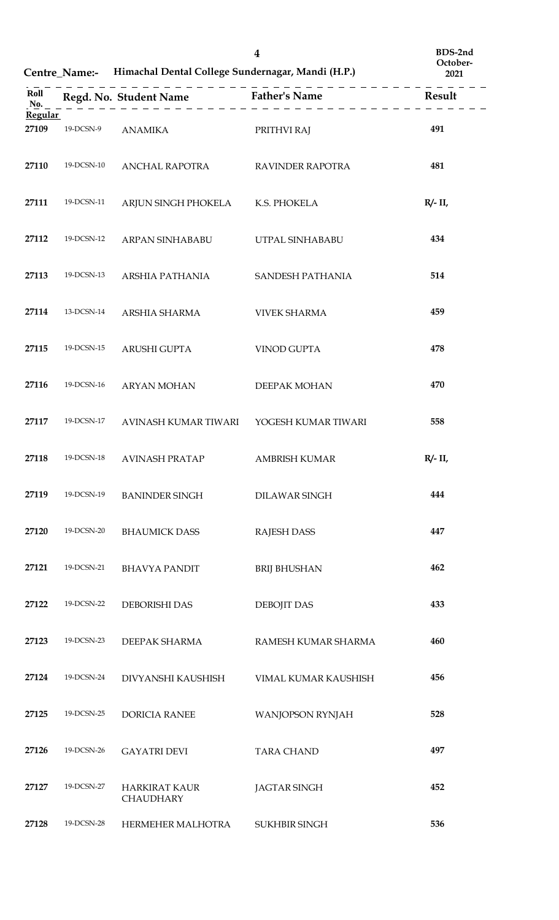**Centre_Name:- Himachal Dental College Sundernagar, Mandi (H.P.)**

**BDS-2nd October-2021**

| Roll No. | Regd. No. | Student Name | Father's Name | Result |
|---|---|---|---|---|
| **Regular** | | | | |
| 27109 | 19-DCSN-9 | ANAMIKA | PRITHVI RAJ | 491 |
| 27110 | 19-DCSN-10 | ANCHAL RAPOTRA | RAVINDER RAPOTRA | 481 |
| 27111 | 19-DCSN-11 | ARJUN SINGH PHOKELA | K.S. PHOKELA | R/- II, |
| 27112 | 19-DCSN-12 | ARPAN SINHABABU | UTPAL SINHABABU | 434 |
| 27113 | 19-DCSN-13 | ARSHIA PATHANIA | SANDESH PATHANIA | 514 |
| 27114 | 13-DCSN-14 | ARSHIA SHARMA | VIVEK SHARMA | 459 |
| 27115 | 19-DCSN-15 | ARUSHI GUPTA | VINOD GUPTA | 478 |
| 27116 | 19-DCSN-16 | ARYAN MOHAN | DEEPAK MOHAN | 470 |
| 27117 | 19-DCSN-17 | AVINASH KUMAR TIWARI | YOGESH KUMAR TIWARI | 558 |
| 27118 | 19-DCSN-18 | AVINASH PRATAP | AMBRISH KUMAR | R/- II, |
| 27119 | 19-DCSN-19 | BANINDER SINGH | DILAWAR SINGH | 444 |
| 27120 | 19-DCSN-20 | BHAUMICK DASS | RAJESH DASS | 447 |
| 27121 | 19-DCSN-21 | BHAVYA PANDIT | BRIJ BHUSHAN | 462 |
| 27122 | 19-DCSN-22 | DEBORISHI DAS | DEBOJIT DAS | 433 |
| 27123 | 19-DCSN-23 | DEEPAK SHARMA | RAMESH KUMAR SHARMA | 460 |
| 27124 | 19-DCSN-24 | DIVYANSHI KAUSHISH | VIMAL KUMAR KAUSHISH | 456 |
| 27125 | 19-DCSN-25 | DORICIA RANEE | WANJOPSON RYNJAH | 528 |
| 27126 | 19-DCSN-26 | GAYATRI DEVI | TARA CHAND | 497 |
| 27127 | 19-DCSN-27 | HARKIRAT KAUR CHAUDHARY | JAGTAR SINGH | 452 |
| 27128 | 19-DCSN-28 | HERMEHER MALHOTRA | SUKHBIR SINGH | 536 |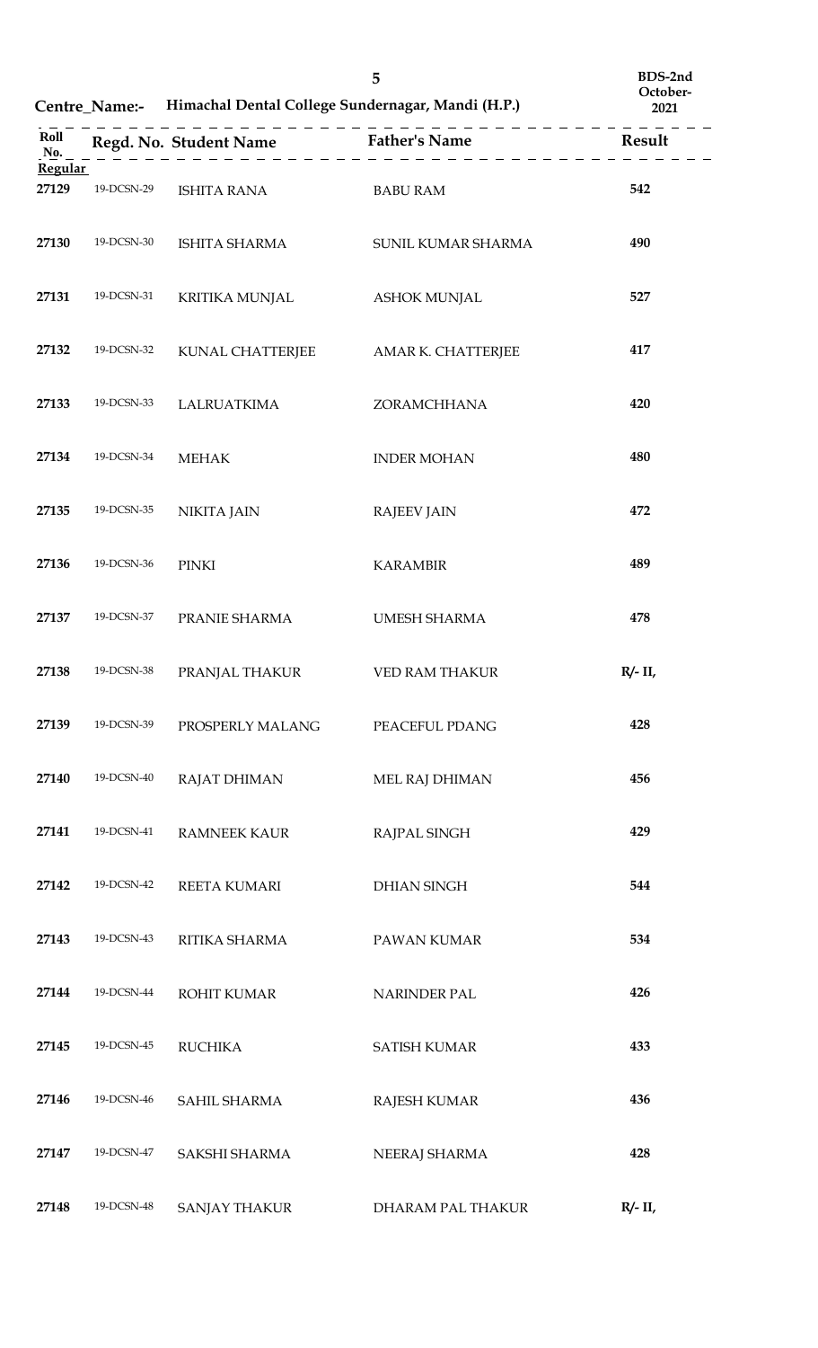**Centre_Name:- Himachal Dental College Sundernagar, Mandi (H.P.)**

**BDS-2nd October-2021**

| Roll No. | Regd. No. | Student Name | Father's Name | Result |
|---|---|---|---|---|
| **Regular** | | | | |
| **27129** | 19-DCSN-29 | ISHITA RANA | BABU RAM | **542** |
| **27130** | 19-DCSN-30 | ISHITA SHARMA | SUNIL KUMAR SHARMA | **490** |
| **27131** | 19-DCSN-31 | KRITIKA MUNJAL | ASHOK MUNJAL | **527** |
| **27132** | 19-DCSN-32 | KUNAL CHATTERJEE | AMAR K. CHATTERJEE | **417** |
| **27133** | 19-DCSN-33 | LALRUATKIMA | ZORAMCHHANA | **420** |
| **27134** | 19-DCSN-34 | MEHAK | INDER MOHAN | **480** |
| **27135** | 19-DCSN-35 | NIKITA JAIN | RAJEEV JAIN | **472** |
| **27136** | 19-DCSN-36 | PINKI | KARAMBIR | **489** |
| **27137** | 19-DCSN-37 | PRANIE SHARMA | UMESH SHARMA | **478** |
| **27138** | 19-DCSN-38 | PRANJAL THAKUR | VED RAM THAKUR | **R/- II,** |
| **27139** | 19-DCSN-39 | PROSPERLY MALANG | PEACEFUL PDANG | **428** |
| **27140** | 19-DCSN-40 | RAJAT DHIMAN | MEL RAJ DHIMAN | **456** |
| **27141** | 19-DCSN-41 | RAMNEEK KAUR | RAJPAL SINGH | **429** |
| **27142** | 19-DCSN-42 | REETA KUMARI | DHIAN SINGH | **544** |
| **27143** | 19-DCSN-43 | RITIKA SHARMA | PAWAN KUMAR | **534** |
| **27144** | 19-DCSN-44 | ROHIT KUMAR | NARINDER PAL | **426** |
| **27145** | 19-DCSN-45 | RUCHIKA | SATISH KUMAR | **433** |
| **27146** | 19-DCSN-46 | SAHIL SHARMA | RAJESH KUMAR | **436** |
| **27147** | 19-DCSN-47 | SAKSHI SHARMA | NEERAJ SHARMA | **428** |
| **27148** | 19-DCSN-48 | SANJAY THAKUR | DHARAM PAL THAKUR | **R/- II,** |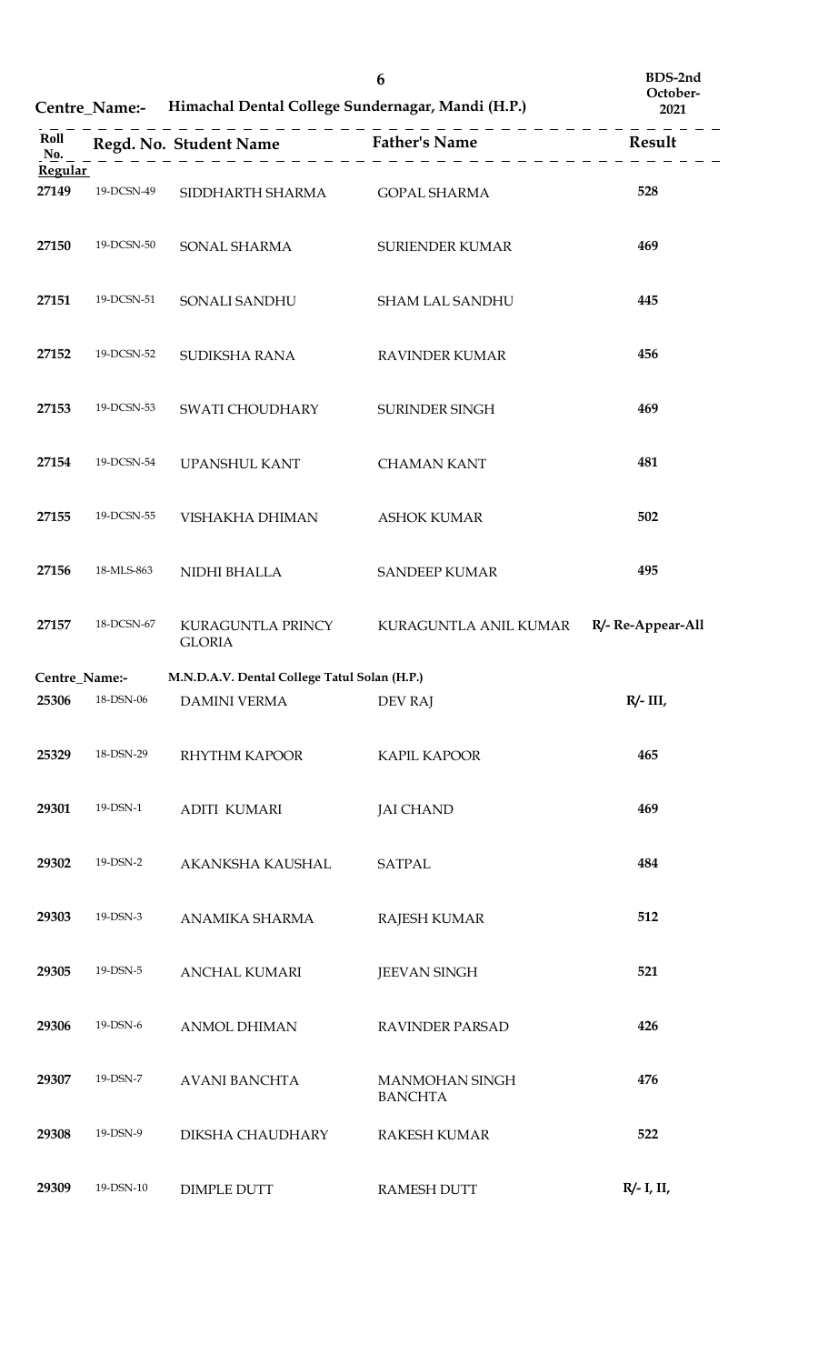BDS-2nd October-2021

**Centre_Name:- Himachal Dental College Sundernagar, Mandi (H.P.)**

| Roll No. | Regd. No. | Student Name | Father's Name | Result |
|---|---|---|---|---|
| **Regular** | | | | |
| 27149 | 19-DCSN-49 | SIDDHARTH SHARMA | GOPAL SHARMA | 528 |
| 27150 | 19-DCSN-50 | SONAL SHARMA | SURIENDER KUMAR | 469 |
| 27151 | 19-DCSN-51 | SONALI SANDHU | SHAM LAL SANDHU | 445 |
| 27152 | 19-DCSN-52 | SUDIKSHA RANA | RAVINDER KUMAR | 456 |
| 27153 | 19-DCSN-53 | SWATI CHOUDHARY | SURINDER SINGH | 469 |
| 27154 | 19-DCSN-54 | UPANSHUL KANT | CHAMAN KANT | 481 |
| 27155 | 19-DCSN-55 | VISHAKHA DHIMAN | ASHOK KUMAR | 502 |
| 27156 | 18-MLS-863 | NIDHI BHALLA | SANDEEP KUMAR | 495 |
| 27157 | 18-DCSN-67 | KURAGUNTLA PRINCY GLORIA | KURAGUNTLA ANIL KUMAR | R/- Re-Appear-All |

**Centre_Name:- M.N.D.A.V. Dental College Tatul Solan (H.P.)**

| Roll No. | Regd. No. | Student Name | Father's Name | Result |
|---|---|---|---|---|
| 25306 | 18-DSN-06 | DAMINI VERMA | DEV RAJ | R/- III, |
| 25329 | 18-DSN-29 | RHYTHM KAPOOR | KAPIL KAPOOR | 465 |
| 29301 | 19-DSN-1 | ADITI KUMARI | JAI CHAND | 469 |
| 29302 | 19-DSN-2 | AKANKSHA KAUSHAL | SATPAL | 484 |
| 29303 | 19-DSN-3 | ANAMIKA SHARMA | RAJESH KUMAR | 512 |
| 29305 | 19-DSN-5 | ANCHAL KUMARI | JEEVAN SINGH | 521 |
| 29306 | 19-DSN-6 | ANMOL DHIMAN | RAVINDER PARSAD | 426 |
| 29307 | 19-DSN-7 | AVANI BANCHTA | MANMOHAN SINGH BANCHTA | 476 |
| 29308 | 19-DSN-9 | DIKSHA CHAUDHARY | RAKESH KUMAR | 522 |
| 29309 | 19-DSN-10 | DIMPLE DUTT | RAMESH DUTT | R/- I, II, |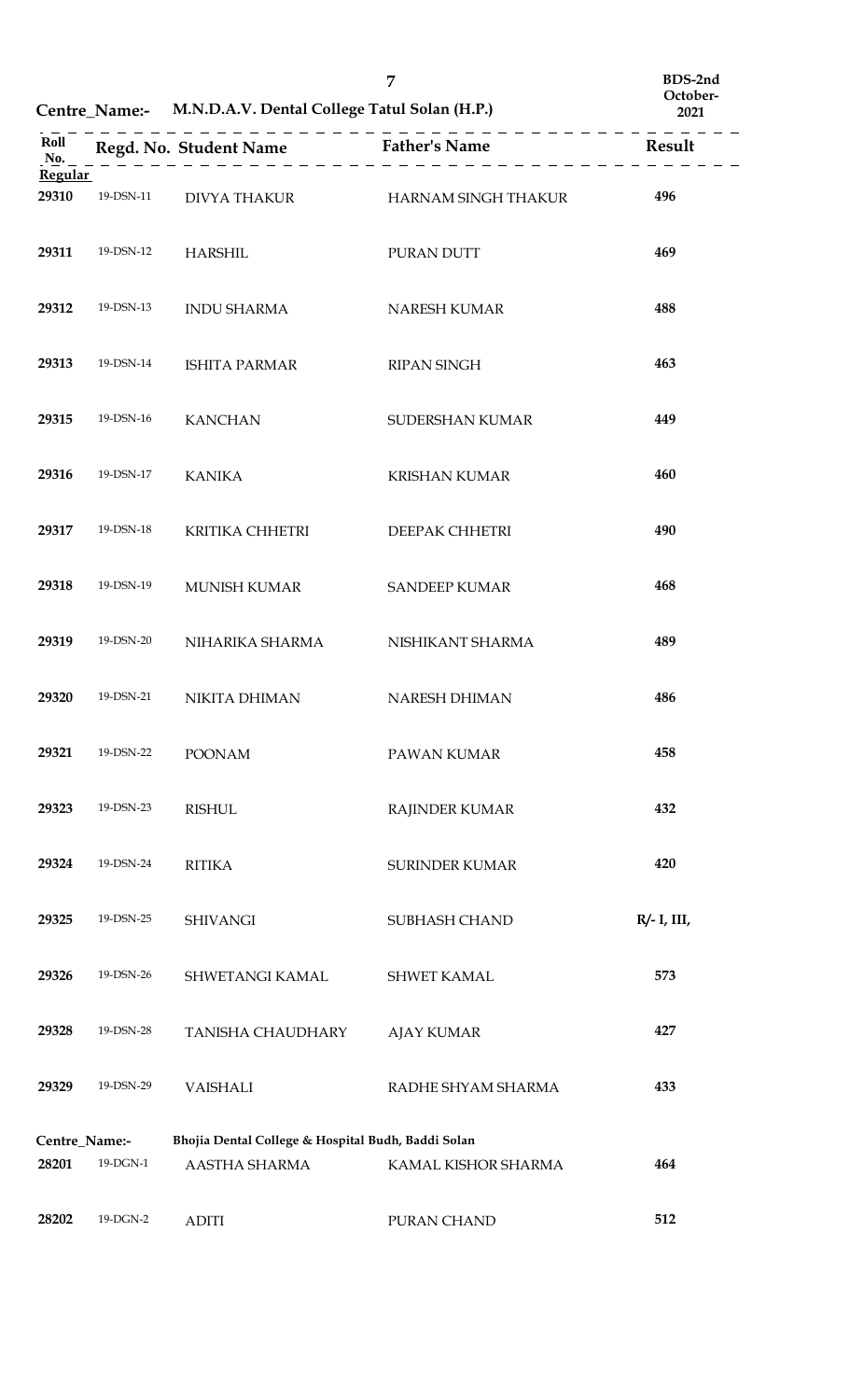**Centre_Name:- M.N.D.A.V. Dental College Tatul Solan (H.P.)**

**BDS-2nd October-2021**

| Roll No. | Regd. No. | Student Name | Father's Name | Result |
|---|---|---|---|---|
| **Regular** | | | | |
| **29310** | 19-DSN-11 | DIVYA THAKUR | HARNAM SINGH THAKUR | **496** |
| **29311** | 19-DSN-12 | HARSHIL | PURAN DUTT | **469** |
| **29312** | 19-DSN-13 | INDU SHARMA | NARESH KUMAR | **488** |
| **29313** | 19-DSN-14 | ISHITA PARMAR | RIPAN SINGH | **463** |
| **29315** | 19-DSN-16 | KANCHAN | SUDERSHAN KUMAR | **449** |
| **29316** | 19-DSN-17 | KANIKA | KRISHAN KUMAR | **460** |
| **29317** | 19-DSN-18 | KRITIKA CHHETRI | DEEPAK CHHETRI | **490** |
| **29318** | 19-DSN-19 | MUNISH KUMAR | SANDEEP KUMAR | **468** |
| **29319** | 19-DSN-20 | NIHARIKA SHARMA | NISHIKANT SHARMA | **489** |
| **29320** | 19-DSN-21 | NIKITA DHIMAN | NARESH DHIMAN | **486** |
| **29321** | 19-DSN-22 | POONAM | PAWAN KUMAR | **458** |
| **29323** | 19-DSN-23 | RISHUL | RAJINDER KUMAR | **432** |
| **29324** | 19-DSN-24 | RITIKA | SURINDER KUMAR | **420** |
| **29325** | 19-DSN-25 | SHIVANGI | SUBHASH CHAND | **R/- I, III,** |
| **29326** | 19-DSN-26 | SHWETANGI KAMAL | SHWET KAMAL | **573** |
| **29328** | 19-DSN-28 | TANISHA CHAUDHARY | AJAY KUMAR | **427** |
| **29329** | 19-DSN-29 | VAISHALI | RADHE SHYAM SHARMA | **433** |

**Centre_Name:- Bhojia Dental College & Hospital Budh, Baddi Solan**

| Roll No. | Regd. No. | Student Name | Father's Name | Result |
|---|---|---|---|---|
| **28201** | 19-DGN-1 | AASTHA SHARMA | KAMAL KISHOR SHARMA | **464** |
| **28202** | 19-DGN-2 | ADITI | PURAN CHAND | **512** |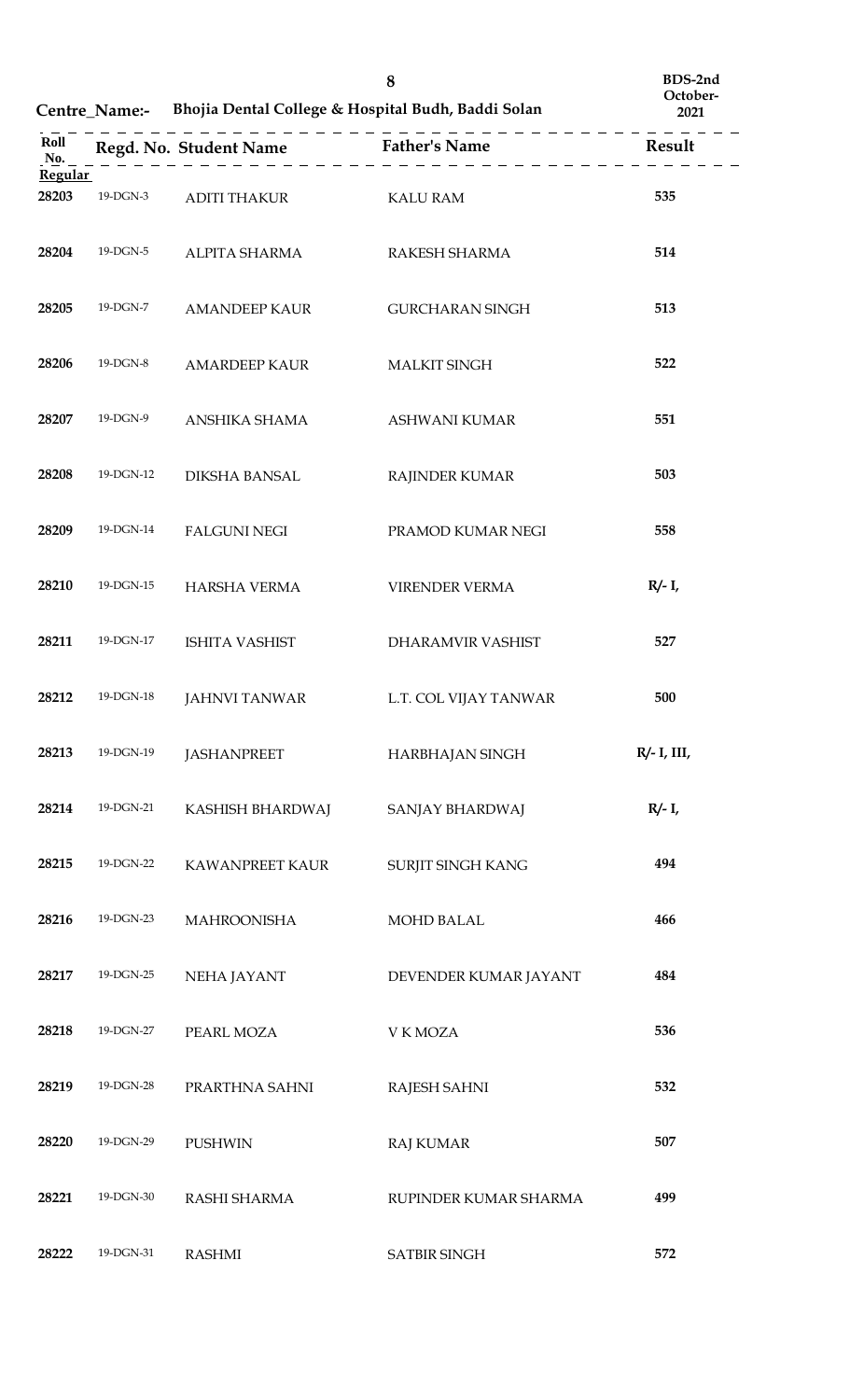**Centre_Name:-** **Bhojia Dental College & Hospital Budh, Baddi Solan**

**BDS-2nd October-2021**

| Roll No. | Regd. No. | Student Name | Father's Name | Result |
|---|---|---|---|---|
| **Regular** | | | | |
| **28203** | 19-DGN-3 | ADITI THAKUR | KALU RAM | **535** |
| **28204** | 19-DGN-5 | ALPITA SHARMA | RAKESH SHARMA | **514** |
| **28205** | 19-DGN-7 | AMANDEEP KAUR | GURCHARAN SINGH | **513** |
| **28206** | 19-DGN-8 | AMARDEEP KAUR | MALKIT SINGH | **522** |
| **28207** | 19-DGN-9 | ANSHIKA SHAMA | ASHWANI KUMAR | **551** |
| **28208** | 19-DGN-12 | DIKSHA BANSAL | RAJINDER KUMAR | **503** |
| **28209** | 19-DGN-14 | FALGUNI NEGI | PRAMOD KUMAR NEGI | **558** |
| **28210** | 19-DGN-15 | HARSHA VERMA | VIRENDER VERMA | **R/- I,** |
| **28211** | 19-DGN-17 | ISHITA VASHIST | DHARAMVIR VASHIST | **527** |
| **28212** | 19-DGN-18 | JAHNVI TANWAR | L.T. COL VIJAY TANWAR | **500** |
| **28213** | 19-DGN-19 | JASHANPREET | HARBHAJAN SINGH | **R/- I, III,** |
| **28214** | 19-DGN-21 | KASHISH BHARDWAJ | SANJAY BHARDWAJ | **R/- I,** |
| **28215** | 19-DGN-22 | KAWANPREET KAUR | SURJIT SINGH KANG | **494** |
| **28216** | 19-DGN-23 | MAHROONISHA | MOHD BALAL | **466** |
| **28217** | 19-DGN-25 | NEHA JAYANT | DEVENDER KUMAR JAYANT | **484** |
| **28218** | 19-DGN-27 | PEARL MOZA | V K MOZA | **536** |
| **28219** | 19-DGN-28 | PRARTHNA SAHNI | RAJESH SAHNI | **532** |
| **28220** | 19-DGN-29 | PUSHWIN | RAJ KUMAR | **507** |
| **28221** | 19-DGN-30 | RASHI SHARMA | RUPINDER KUMAR SHARMA | **499** |
| **28222** | 19-DGN-31 | RASHMI | SATBIR SINGH | **572** |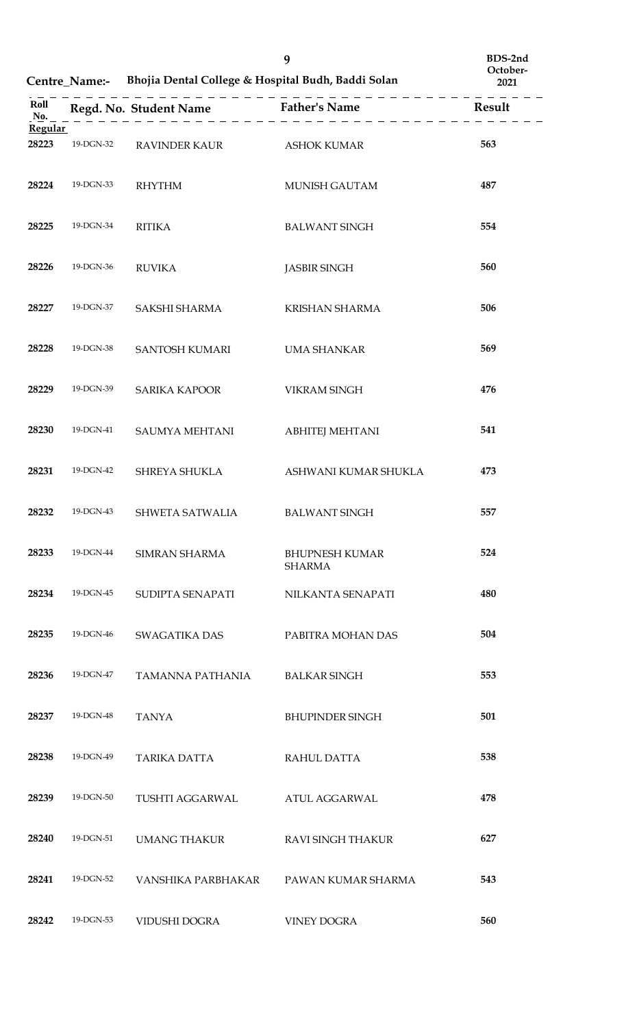**Centre_Name:-** Bhojia Dental College & Hospital Budh, Baddi Solan

BDS-2nd October-2021

| Roll No. | Regd. No. | Student Name | Father's Name | Result |
|---|---|---|---|---|
| **Regular** | | | | |
| 28223 | 19-DGN-32 | RAVINDER KAUR | ASHOK KUMAR | 563 |
| 28224 | 19-DGN-33 | RHYTHM | MUNISH GAUTAM | 487 |
| 28225 | 19-DGN-34 | RITIKA | BALWANT SINGH | 554 |
| 28226 | 19-DGN-36 | RUVIKA | JASBIR SINGH | 560 |
| 28227 | 19-DGN-37 | SAKSHI SHARMA | KRISHAN SHARMA | 506 |
| 28228 | 19-DGN-38 | SANTOSH KUMARI | UMA SHANKAR | 569 |
| 28229 | 19-DGN-39 | SARIKA KAPOOR | VIKRAM SINGH | 476 |
| 28230 | 19-DGN-41 | SAUMYA MEHTANI | ABHITEJ MEHTANI | 541 |
| 28231 | 19-DGN-42 | SHREYA SHUKLA | ASHWANI KUMAR SHUKLA | 473 |
| 28232 | 19-DGN-43 | SHWETA SATWALIA | BALWANT SINGH | 557 |
| 28233 | 19-DGN-44 | SIMRAN SHARMA | BHUPNESH KUMAR SHARMA | 524 |
| 28234 | 19-DGN-45 | SUDIPTA SENAPATI | NILKANTA SENAPATI | 480 |
| 28235 | 19-DGN-46 | SWAGATIKA DAS | PABITRA MOHAN DAS | 504 |
| 28236 | 19-DGN-47 | TAMANNA PATHANIA | BALKAR SINGH | 553 |
| 28237 | 19-DGN-48 | TANYA | BHUPINDER SINGH | 501 |
| 28238 | 19-DGN-49 | TARIKA DATTA | RAHUL DATTA | 538 |
| 28239 | 19-DGN-50 | TUSHTI AGGARWAL | ATUL AGGARWAL | 478 |
| 28240 | 19-DGN-51 | UMANG THAKUR | RAVI SINGH THAKUR | 627 |
| 28241 | 19-DGN-52 | VANSHIKA PARBHAKAR | PAWAN KUMAR SHARMA | 543 |
| 28242 | 19-DGN-53 | VIDUSHI DOGRA | VINEY DOGRA | 560 |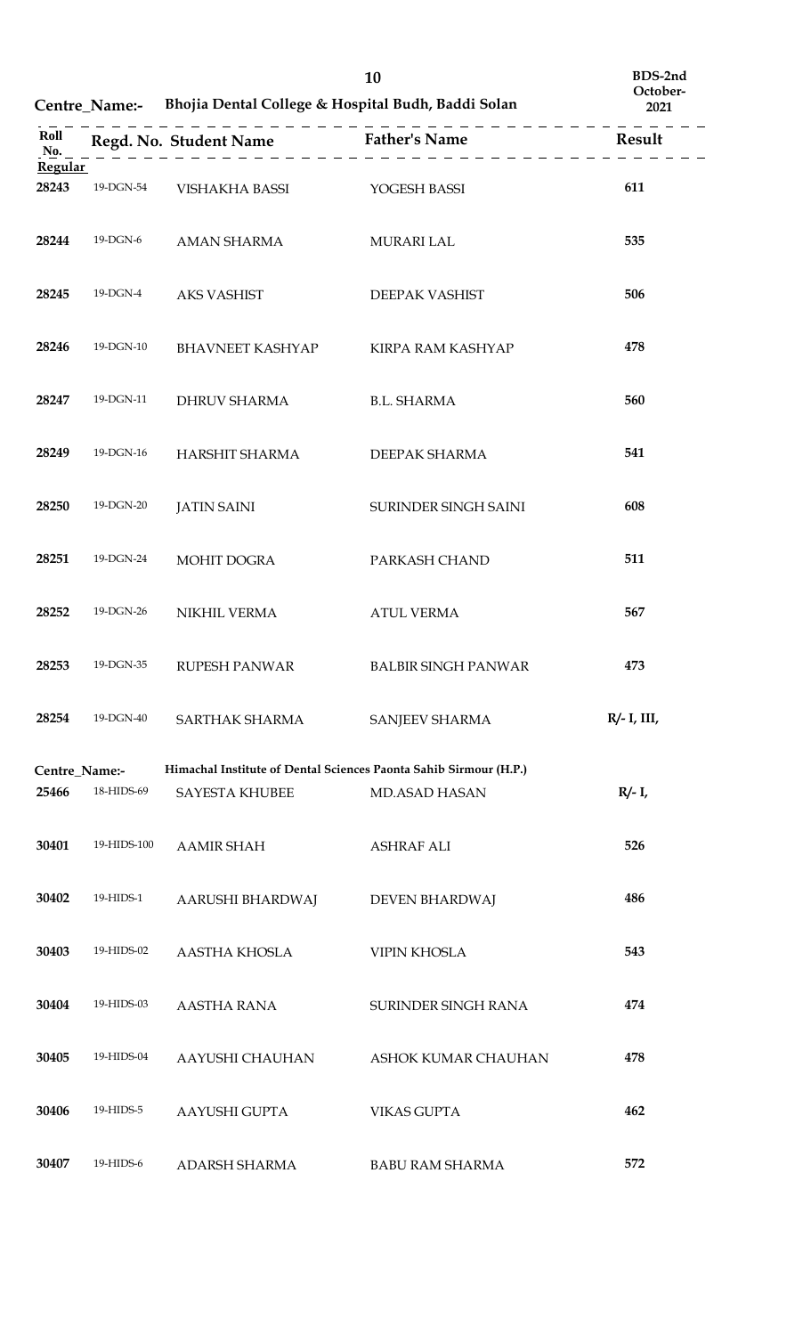**BDS-2nd October-2021**

**Centre_Name:- Bhojia Dental College & Hospital Budh, Baddi Solan**

| Roll No. | Regd. No. | Student Name | Father's Name | Result |
|---|---|---|---|---|
| **Regular** | | | | |
| **28243** | 19-DGN-54 | VISHAKHA BASSI | YOGESH BASSI | **611** |
| **28244** | 19-DGN-6 | AMAN SHARMA | MURARI LAL | **535** |
| **28245** | 19-DGN-4 | AKS VASHIST | DEEPAK VASHIST | **506** |
| **28246** | 19-DGN-10 | BHAVNEET KASHYAP | KIRPA RAM KASHYAP | **478** |
| **28247** | 19-DGN-11 | DHRUV SHARMA | B.L. SHARMA | **560** |
| **28249** | 19-DGN-16 | HARSHIT SHARMA | DEEPAK SHARMA | **541** |
| **28250** | 19-DGN-20 | JATIN SAINI | SURINDER SINGH SAINI | **608** |
| **28251** | 19-DGN-24 | MOHIT DOGRA | PARKASH CHAND | **511** |
| **28252** | 19-DGN-26 | NIKHIL VERMA | ATUL VERMA | **567** |
| **28253** | 19-DGN-35 | RUPESH PANWAR | BALBIR SINGH PANWAR | **473** |
| **28254** | 19-DGN-40 | SARTHAK SHARMA | SANJEEV SHARMA | **R/- I, III,** |

**Centre_Name:- Himachal Institute of Dental Sciences Paonta Sahib Sirmour (H.P.)**

| Roll No. | Regd. No. | Student Name | Father's Name | Result |
|---|---|---|---|---|
| **25466** | 18-HIDS-69 | SAYESTA KHUBEE | MD.ASAD HASAN | **R/- I,** |
| **30401** | 19-HIDS-100 | AAMIR SHAH | ASHRAF ALI | **526** |
| **30402** | 19-HIDS-1 | AARUSHI BHARDWAJ | DEVEN BHARDWAJ | **486** |
| **30403** | 19-HIDS-02 | AASTHA KHOSLA | VIPIN KHOSLA | **543** |
| **30404** | 19-HIDS-03 | AASTHA RANA | SURINDER SINGH RANA | **474** |
| **30405** | 19-HIDS-04 | AAYUSHI CHAUHAN | ASHOK KUMAR CHAUHAN | **478** |
| **30406** | 19-HIDS-5 | AAYUSHI GUPTA | VIKAS GUPTA | **462** |
| **30407** | 19-HIDS-6 | ADARSH SHARMA | BABU RAM SHARMA | **572** |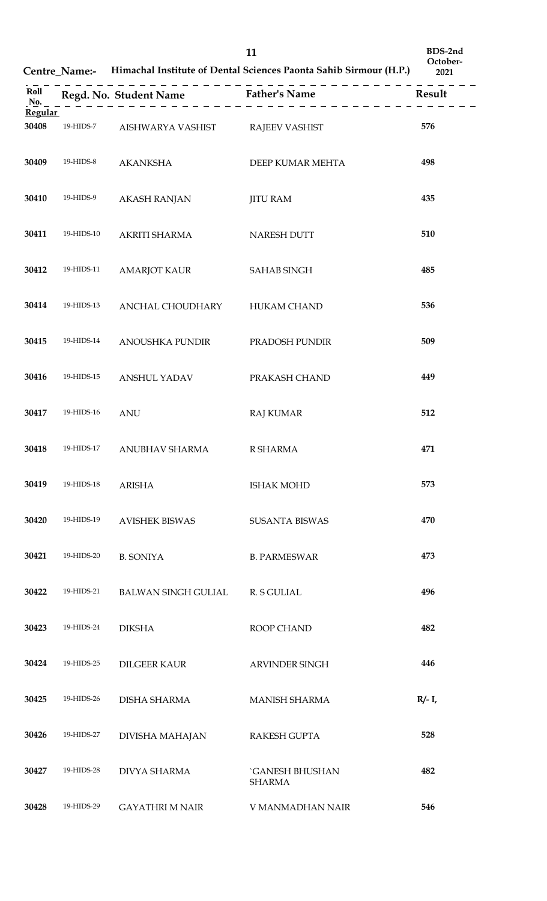**Centre_Name:- Himachal Institute of Dental Sciences Paonta Sahib Sirmour (H.P.)**

**BDS-2nd October-2021**

| Roll No. | Regd. No. | Student Name | Father's Name | Result |
|---|---|---|---|---|
| **Regular** | | | | |
| 30408 | 19-HIDS-7 | AISHWARYA VASHIST | RAJEEV VASHIST | 576 |
| 30409 | 19-HIDS-8 | AKANKSHA | DEEP KUMAR MEHTA | 498 |
| 30410 | 19-HIDS-9 | AKASH RANJAN | JITU RAM | 435 |
| 30411 | 19-HIDS-10 | AKRITI SHARMA | NARESH DUTT | 510 |
| 30412 | 19-HIDS-11 | AMARJOT KAUR | SAHAB SINGH | 485 |
| 30414 | 19-HIDS-13 | ANCHAL CHOUDHARY | HUKAM CHAND | 536 |
| 30415 | 19-HIDS-14 | ANOUSHKA PUNDIR | PRADOSH PUNDIR | 509 |
| 30416 | 19-HIDS-15 | ANSHUL YADAV | PRAKASH CHAND | 449 |
| 30417 | 19-HIDS-16 | ANU | RAJ KUMAR | 512 |
| 30418 | 19-HIDS-17 | ANUBHAV SHARMA | R SHARMA | 471 |
| 30419 | 19-HIDS-18 | ARISHA | ISHAK MOHD | 573 |
| 30420 | 19-HIDS-19 | AVISHEK BISWAS | SUSANTA BISWAS | 470 |
| 30421 | 19-HIDS-20 | B. SONIYA | B. PARMESWAR | 473 |
| 30422 | 19-HIDS-21 | BALWAN SINGH GULIAL | R. S GULIAL | 496 |
| 30423 | 19-HIDS-24 | DIKSHA | ROOP CHAND | 482 |
| 30424 | 19-HIDS-25 | DILGEER KAUR | ARVINDER SINGH | 446 |
| 30425 | 19-HIDS-26 | DISHA SHARMA | MANISH SHARMA | R/- I, |
| 30426 | 19-HIDS-27 | DIVISHA MAHAJAN | RAKESH GUPTA | 528 |
| 30427 | 19-HIDS-28 | DIVYA SHARMA | `GANESH BHUSHAN SHARMA | 482 |
| 30428 | 19-HIDS-29 | GAYATHRI M NAIR | V MANMADHAN NAIR | 546 |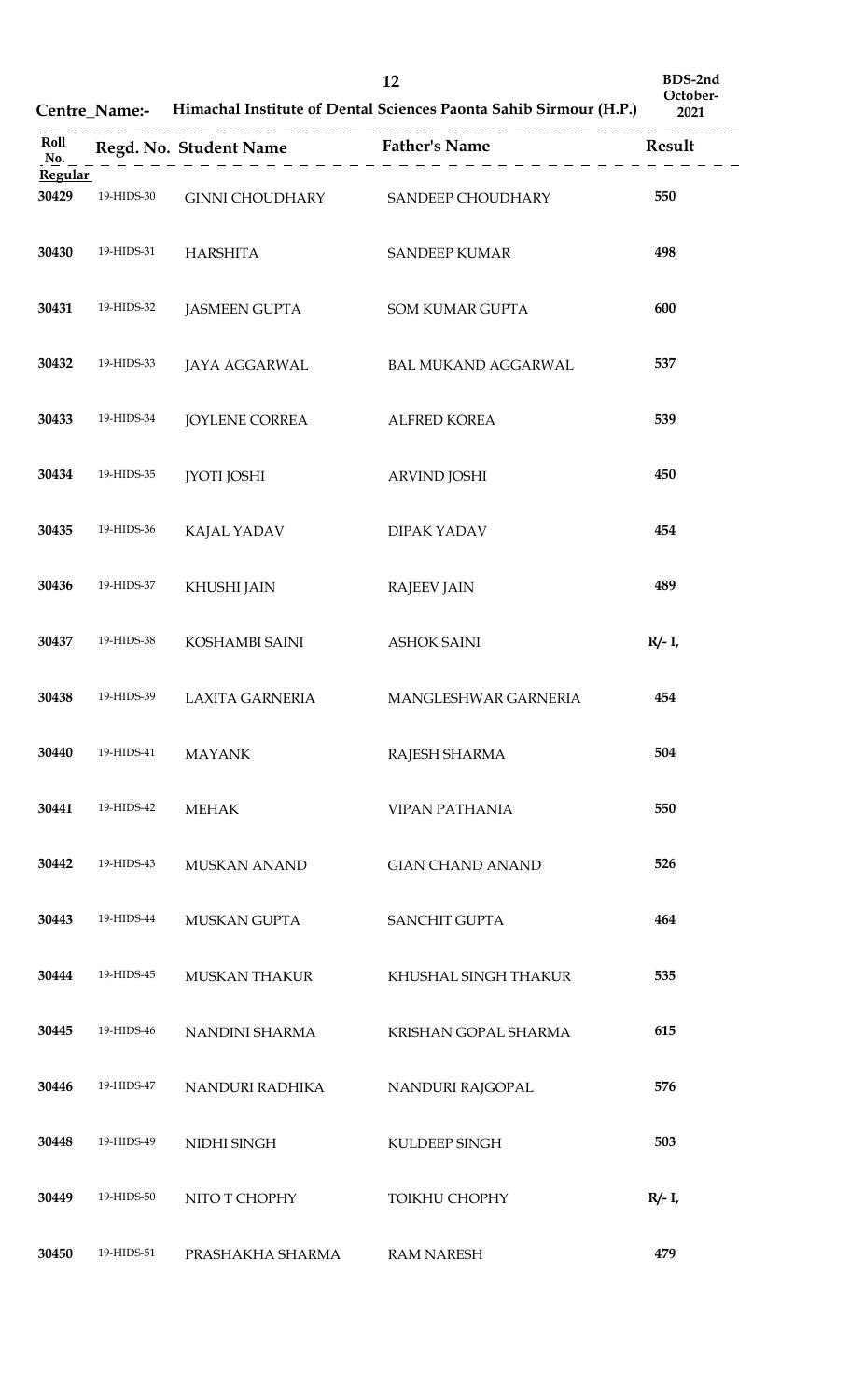BDS-2nd October-2021

**Centre_Name:-** Himachal Institute of Dental Sciences Paonta Sahib Sirmour (H.P.)

| Roll No. | Regd. No. | Student Name | Father's Name | Result |
|---|---|---|---|---|
| **Regular** | | | | |
| 30429 | 19-HIDS-30 | GINNI CHOUDHARY | SANDEEP CHOUDHARY | 550 |
| 30430 | 19-HIDS-31 | HARSHITA | SANDEEP KUMAR | 498 |
| 30431 | 19-HIDS-32 | JASMEEN GUPTA | SOM KUMAR GUPTA | 600 |
| 30432 | 19-HIDS-33 | JAYA AGGARWAL | BAL MUKAND AGGARWAL | 537 |
| 30433 | 19-HIDS-34 | JOYLENE CORREA | ALFRED KOREA | 539 |
| 30434 | 19-HIDS-35 | JYOTI JOSHI | ARVIND JOSHI | 450 |
| 30435 | 19-HIDS-36 | KAJAL YADAV | DIPAK YADAV | 454 |
| 30436 | 19-HIDS-37 | KHUSHI JAIN | RAJEEV JAIN | 489 |
| 30437 | 19-HIDS-38 | KOSHAMBI SAINI | ASHOK SAINI | R/- I, |
| 30438 | 19-HIDS-39 | LAXITA GARNERIA | MANGLESHWAR GARNERIA | 454 |
| 30440 | 19-HIDS-41 | MAYANK | RAJESH SHARMA | 504 |
| 30441 | 19-HIDS-42 | MEHAK | VIPAN PATHANIA | 550 |
| 30442 | 19-HIDS-43 | MUSKAN ANAND | GIAN CHAND ANAND | 526 |
| 30443 | 19-HIDS-44 | MUSKAN GUPTA | SANCHIT GUPTA | 464 |
| 30444 | 19-HIDS-45 | MUSKAN THAKUR | KHUSHAL SINGH THAKUR | 535 |
| 30445 | 19-HIDS-46 | NANDINI SHARMA | KRISHAN GOPAL SHARMA | 615 |
| 30446 | 19-HIDS-47 | NANDURI RADHIKA | NANDURI RAJGOPAL | 576 |
| 30448 | 19-HIDS-49 | NIDHI SINGH | KULDEEP SINGH | 503 |
| 30449 | 19-HIDS-50 | NITO T CHOPHY | TOIKHU CHOPHY | R/- I, |
| 30450 | 19-HIDS-51 | PRASHAKHA SHARMA | RAM NARESH | 479 |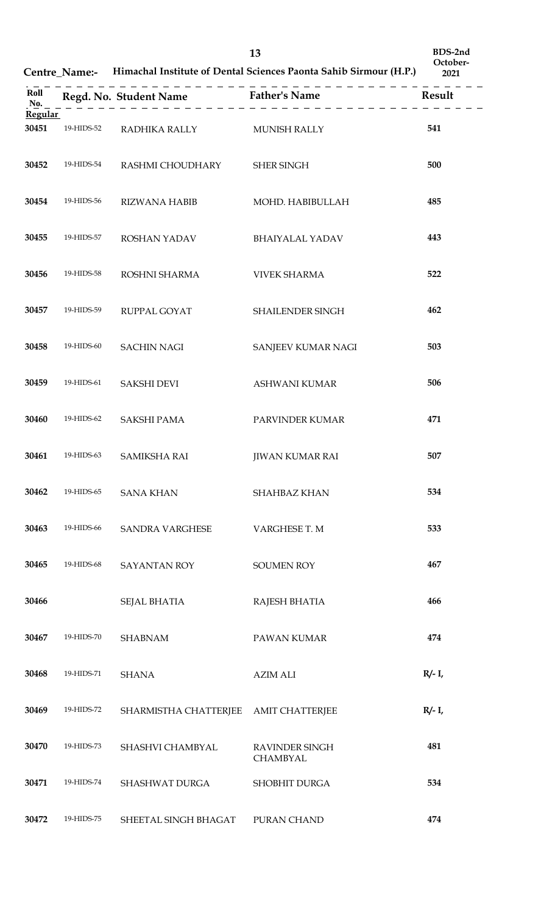**Centre_Name:- Himachal Institute of Dental Sciences Paonta Sahib Sirmour (H.P.)**

**BDS-2nd October-2021**

| Roll No. | Regd. No. | Student Name | Father's Name | Result |
|---|---|---|---|---|
| **Regular** | | | | |
| 30451 | 19-HIDS-52 | RADHIKA RALLY | MUNISH RALLY | 541 |
| 30452 | 19-HIDS-54 | RASHMI CHOUDHARY | SHER SINGH | 500 |
| 30454 | 19-HIDS-56 | RIZWANA HABIB | MOHD. HABIBULLAH | 485 |
| 30455 | 19-HIDS-57 | ROSHAN YADAV | BHAIYALAL YADAV | 443 |
| 30456 | 19-HIDS-58 | ROSHNI SHARMA | VIVEK SHARMA | 522 |
| 30457 | 19-HIDS-59 | RUPPAL GOYAT | SHAILENDER SINGH | 462 |
| 30458 | 19-HIDS-60 | SACHIN NAGI | SANJEEV KUMAR NAGI | 503 |
| 30459 | 19-HIDS-61 | SAKSHI DEVI | ASHWANI KUMAR | 506 |
| 30460 | 19-HIDS-62 | SAKSHI PAMA | PARVINDER KUMAR | 471 |
| 30461 | 19-HIDS-63 | SAMIKSHA RAI | JIWAN KUMAR RAI | 507 |
| 30462 | 19-HIDS-65 | SANA KHAN | SHAHBAZ KHAN | 534 |
| 30463 | 19-HIDS-66 | SANDRA VARGHESE | VARGHESE T. M | 533 |
| 30465 | 19-HIDS-68 | SAYANTAN ROY | SOUMEN ROY | 467 |
| 30466 | | SEJAL BHATIA | RAJESH BHATIA | 466 |
| 30467 | 19-HIDS-70 | SHABNAM | PAWAN KUMAR | 474 |
| 30468 | 19-HIDS-71 | SHANA | AZIM ALI | R/- I, |
| 30469 | 19-HIDS-72 | SHARMISTHA CHATTERJEE | AMIT CHATTERJEE | R/- I, |
| 30470 | 19-HIDS-73 | SHASHVI CHAMBYAL | RAVINDER SINGH CHAMBYAL | 481 |
| 30471 | 19-HIDS-74 | SHASHWAT DURGA | SHOBHIT DURGA | 534 |
| 30472 | 19-HIDS-75 | SHEETAL SINGH BHAGAT | PURAN CHAND | 474 |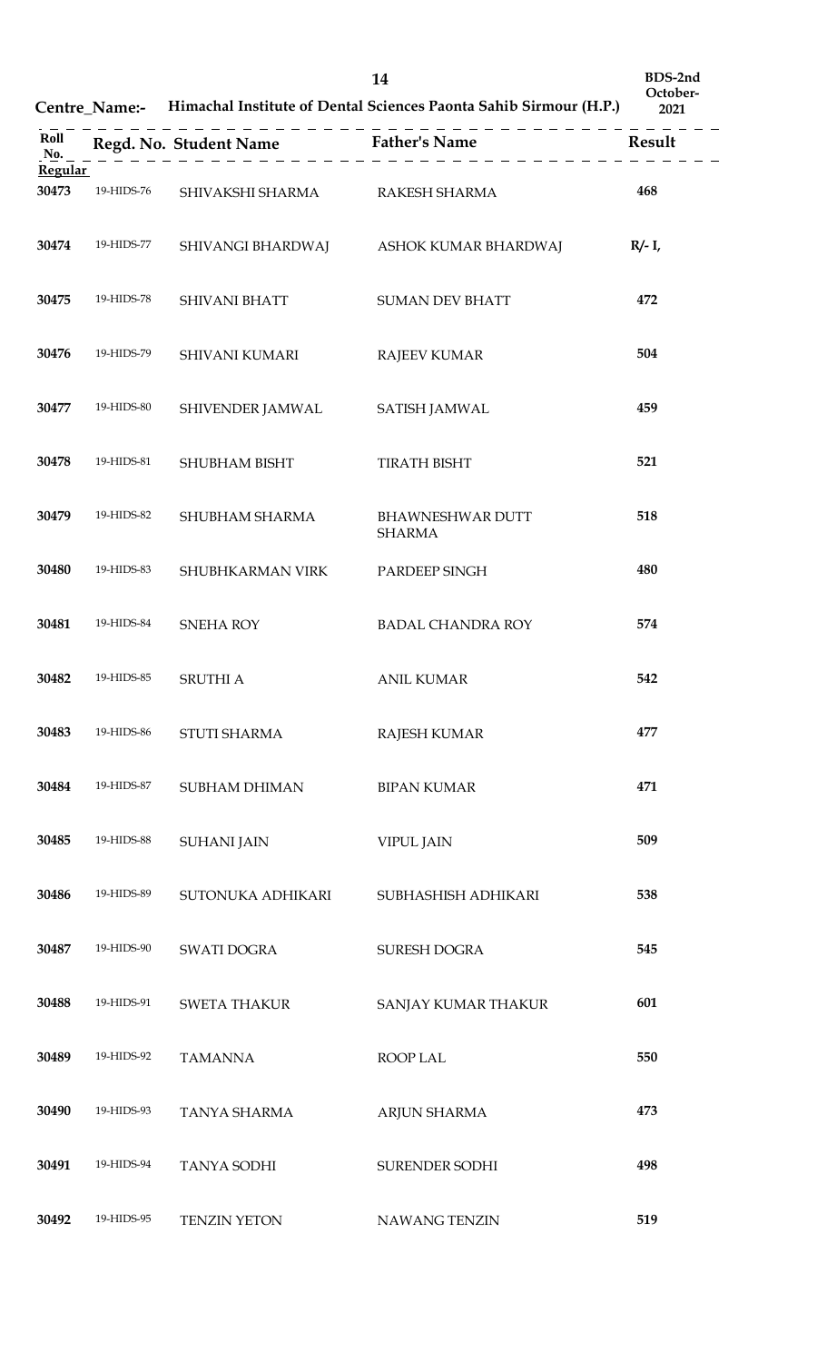**Centre_Name:- Himachal Institute of Dental Sciences Paonta Sahib Sirmour (H.P.)**

BDS-2nd October-2021

| Roll No. | Regd. No. | Student Name | Father's Name | Result |
|---|---|---|---|---|
| **Regular** | | | | |
| 30473 | 19-HIDS-76 | SHIVAKSHI SHARMA | RAKESH SHARMA | 468 |
| 30474 | 19-HIDS-77 | SHIVANGI BHARDWAJ | ASHOK KUMAR BHARDWAJ | R/- I, |
| 30475 | 19-HIDS-78 | SHIVANI BHATT | SUMAN DEV BHATT | 472 |
| 30476 | 19-HIDS-79 | SHIVANI KUMARI | RAJEEV KUMAR | 504 |
| 30477 | 19-HIDS-80 | SHIVENDER JAMWAL | SATISH JAMWAL | 459 |
| 30478 | 19-HIDS-81 | SHUBHAM BISHT | TIRATH BISHT | 521 |
| 30479 | 19-HIDS-82 | SHUBHAM SHARMA | BHAWNESHWAR DUTT SHARMA | 518 |
| 30480 | 19-HIDS-83 | SHUBHKARMAN VIRK | PARDEEP SINGH | 480 |
| 30481 | 19-HIDS-84 | SNEHA ROY | BADAL CHANDRA ROY | 574 |
| 30482 | 19-HIDS-85 | SRUTHI A | ANIL KUMAR | 542 |
| 30483 | 19-HIDS-86 | STUTI SHARMA | RAJESH KUMAR | 477 |
| 30484 | 19-HIDS-87 | SUBHAM DHIMAN | BIPAN KUMAR | 471 |
| 30485 | 19-HIDS-88 | SUHANI JAIN | VIPUL JAIN | 509 |
| 30486 | 19-HIDS-89 | SUTONUKA ADHIKARI | SUBHASHISH ADHIKARI | 538 |
| 30487 | 19-HIDS-90 | SWATI DOGRA | SURESH DOGRA | 545 |
| 30488 | 19-HIDS-91 | SWETA THAKUR | SANJAY KUMAR THAKUR | 601 |
| 30489 | 19-HIDS-92 | TAMANNA | ROOP LAL | 550 |
| 30490 | 19-HIDS-93 | TANYA SHARMA | ARJUN SHARMA | 473 |
| 30491 | 19-HIDS-94 | TANYA SODHI | SURENDER SODHI | 498 |
| 30492 | 19-HIDS-95 | TENZIN YETON | NAWANG TENZIN | 519 |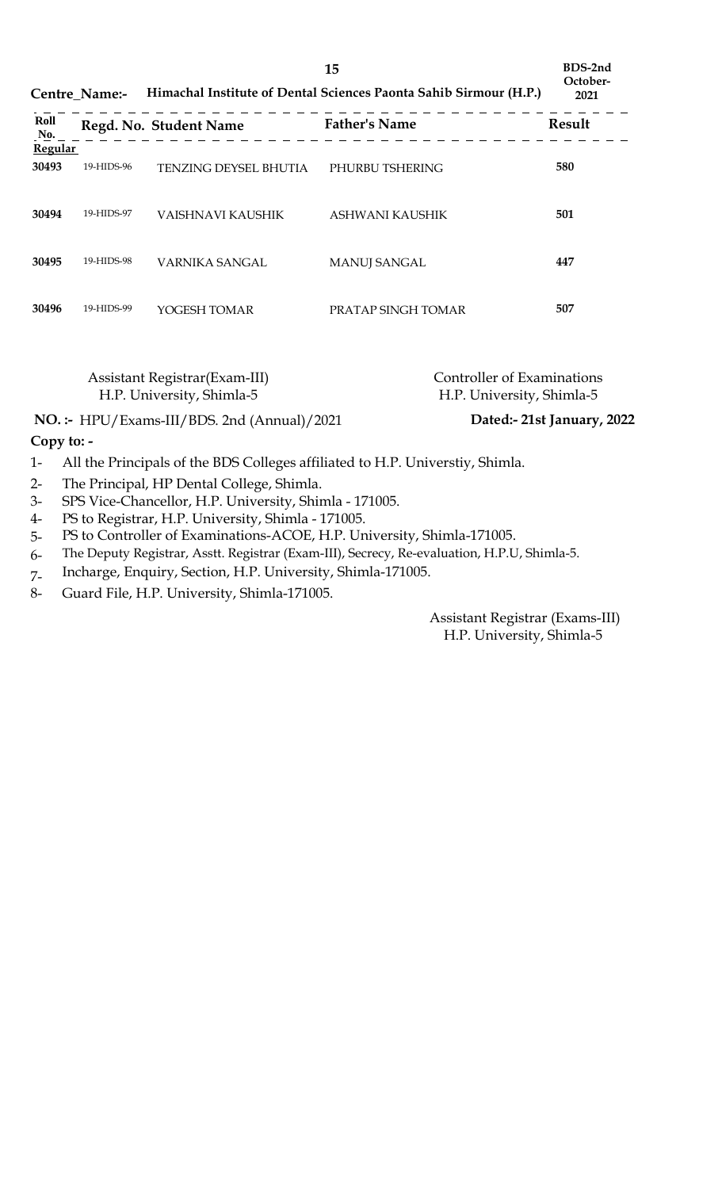**Centre_Name:- Himachal Institute of Dental Sciences Paonta Sahib Sirmour (H.P.)** **BDS-2nd October-2021**

| Roll No. | Regd. No. | Student Name | Father's Name | Result |
|---|---|---|---|---|
| **Regular** | | | | |
| **30493** | 19-HIDS-96 | TENZING DEYSEL BHUTIA | PHURBU TSHERING | **580** |
| **30494** | 19-HIDS-97 | VAISHNAVI KAUSHIK | ASHWANI KAUSHIK | **501** |
| **30495** | 19-HIDS-98 | VARNIKA SANGAL | MANUJ SANGAL | **447** |
| **30496** | 19-HIDS-99 | YOGESH TOMAR | PRATAP SINGH TOMAR | **507** |

Assistant Registrar(Exam-III)
H.P. University, Shimla-5

Controller of Examinations
H.P. University, Shimla-5

**NO. :-** HPU/Exams-III/BDS. 2nd (Annual)/2021 **Dated:- 21st January, 2022**

**Copy to: -**

1- All the Principals of the BDS Colleges affiliated to H.P. Universtiy, Shimla.
2- The Principal, HP Dental College, Shimla.
3- SPS Vice-Chancellor, H.P. University, Shimla - 171005.
4- PS to Registrar, H.P. University, Shimla - 171005.
5- PS to Controller of Examinations-ACOE, H.P. University, Shimla-171005.
6- The Deputy Registrar, Asstt. Registrar (Exam-III), Secrecy, Re-evaluation, H.P.U, Shimla-5.
7- Incharge, Enquiry, Section, H.P. University, Shimla-171005.
8- Guard File, H.P. University, Shimla-171005.

Assistant Registrar (Exams-III)
H.P. University, Shimla-5